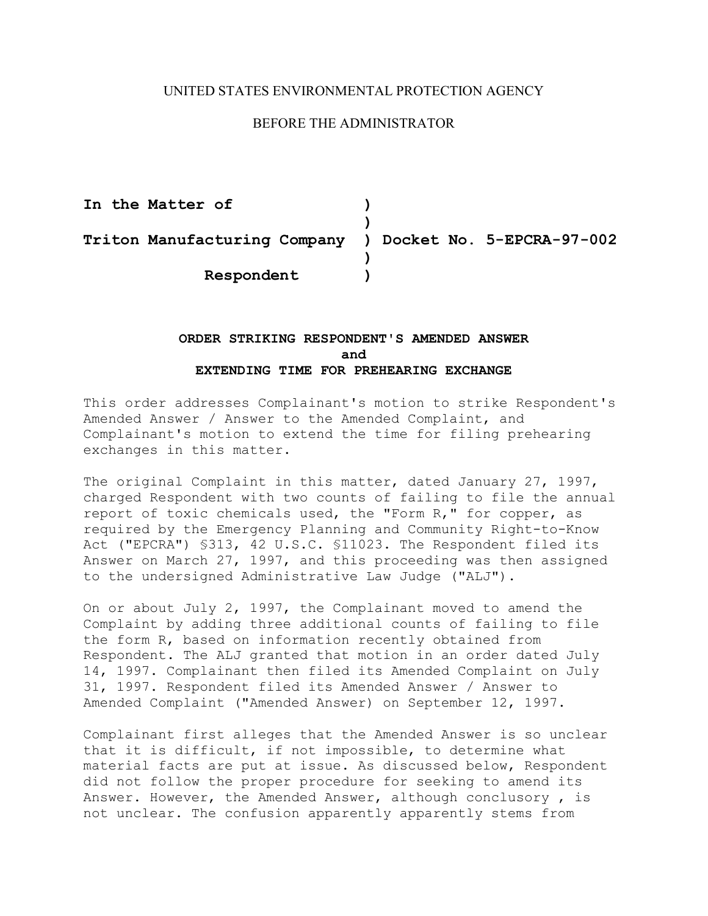UNITED STATES ENVIRONMENTAL PROTECTION AGENCY

BEFORE THE ADMINISTRATOR

| | | |
|---|---|---|
| **In the Matter of** | **)** | |
| | **)** | |
| **Triton Manufacturing Company** | **)** | **Docket No. 5-EPCRA-97-002** |
| | **)** | |
| **Respondent** | **)** | |

**ORDER STRIKING RESPONDENT'S AMENDED ANSWER**
**and**
**EXTENDING TIME FOR PREHEARING EXCHANGE**

This order addresses Complainant's motion to strike Respondent's Amended Answer / Answer to the Amended Complaint, and Complainant's motion to extend the time for filing prehearing exchanges in this matter.

The original Complaint in this matter, dated January 27, 1997, charged Respondent with two counts of failing to file the annual report of toxic chemicals used, the "Form R," for copper, as required by the Emergency Planning and Community Right-to-Know Act ("EPCRA") §313, 42 U.S.C. §11023. The Respondent filed its Answer on March 27, 1997, and this proceeding was then assigned to the undersigned Administrative Law Judge ("ALJ").

On or about July 2, 1997, the Complainant moved to amend the Complaint by adding three additional counts of failing to file the form R, based on information recently obtained from Respondent. The ALJ granted that motion in an order dated July 14, 1997. Complainant then filed its Amended Complaint on July 31, 1997. Respondent filed its Amended Answer / Answer to Amended Complaint ("Amended Answer) on September 12, 1997.

Complainant first alleges that the Amended Answer is so unclear that it is difficult, if not impossible, to determine what material facts are put at issue. As discussed below, Respondent did not follow the proper procedure for seeking to amend its Answer. However, the Amended Answer, although conclusory , is not unclear. The confusion apparently apparently stems from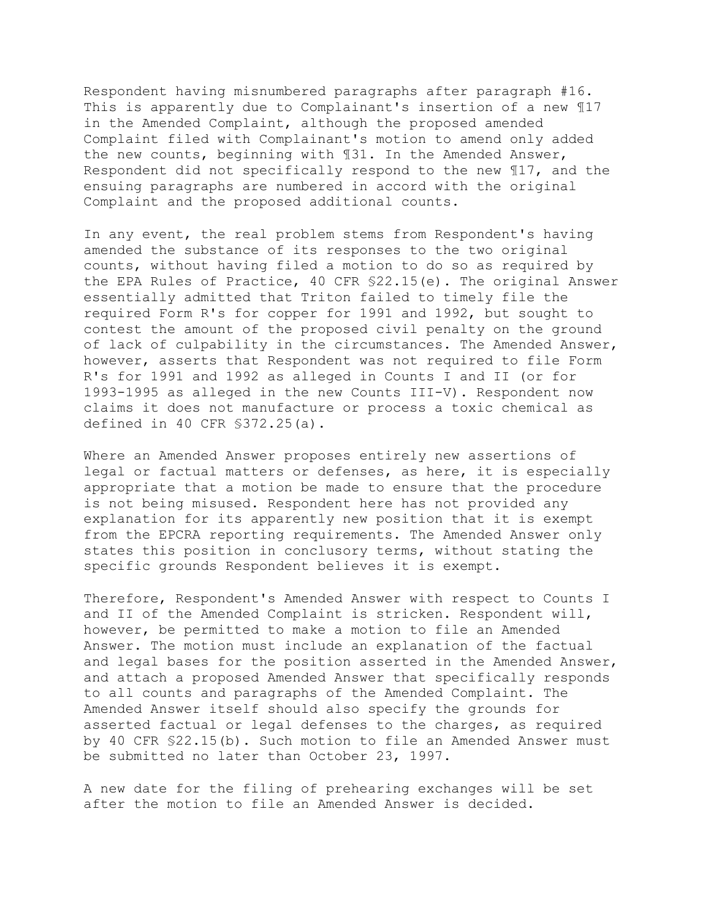Respondent having misnumbered paragraphs after paragraph #16. This is apparently due to Complainant's insertion of a new ¶17 in the Amended Complaint, although the proposed amended Complaint filed with Complainant's motion to amend only added the new counts, beginning with ¶31. In the Amended Answer, Respondent did not specifically respond to the new ¶17, and the ensuing paragraphs are numbered in accord with the original Complaint and the proposed additional counts.

In any event, the real problem stems from Respondent's having amended the substance of its responses to the two original counts, without having filed a motion to do so as required by the EPA Rules of Practice, 40 CFR §22.15(e). The original Answer essentially admitted that Triton failed to timely file the required Form R's for copper for 1991 and 1992, but sought to contest the amount of the proposed civil penalty on the ground of lack of culpability in the circumstances. The Amended Answer, however, asserts that Respondent was not required to file Form R's for 1991 and 1992 as alleged in Counts I and II (or for 1993-1995 as alleged in the new Counts III-V). Respondent now claims it does not manufacture or process a toxic chemical as defined in 40 CFR §372.25(a).

Where an Amended Answer proposes entirely new assertions of legal or factual matters or defenses, as here, it is especially appropriate that a motion be made to ensure that the procedure is not being misused. Respondent here has not provided any explanation for its apparently new position that it is exempt from the EPCRA reporting requirements. The Amended Answer only states this position in conclusory terms, without stating the specific grounds Respondent believes it is exempt.

Therefore, Respondent's Amended Answer with respect to Counts I and II of the Amended Complaint is stricken. Respondent will, however, be permitted to make a motion to file an Amended Answer. The motion must include an explanation of the factual and legal bases for the position asserted in the Amended Answer, and attach a proposed Amended Answer that specifically responds to all counts and paragraphs of the Amended Complaint. The Amended Answer itself should also specify the grounds for asserted factual or legal defenses to the charges, as required by 40 CFR §22.15(b). Such motion to file an Amended Answer must be submitted no later than October 23, 1997.

A new date for the filing of prehearing exchanges will be set after the motion to file an Amended Answer is decided.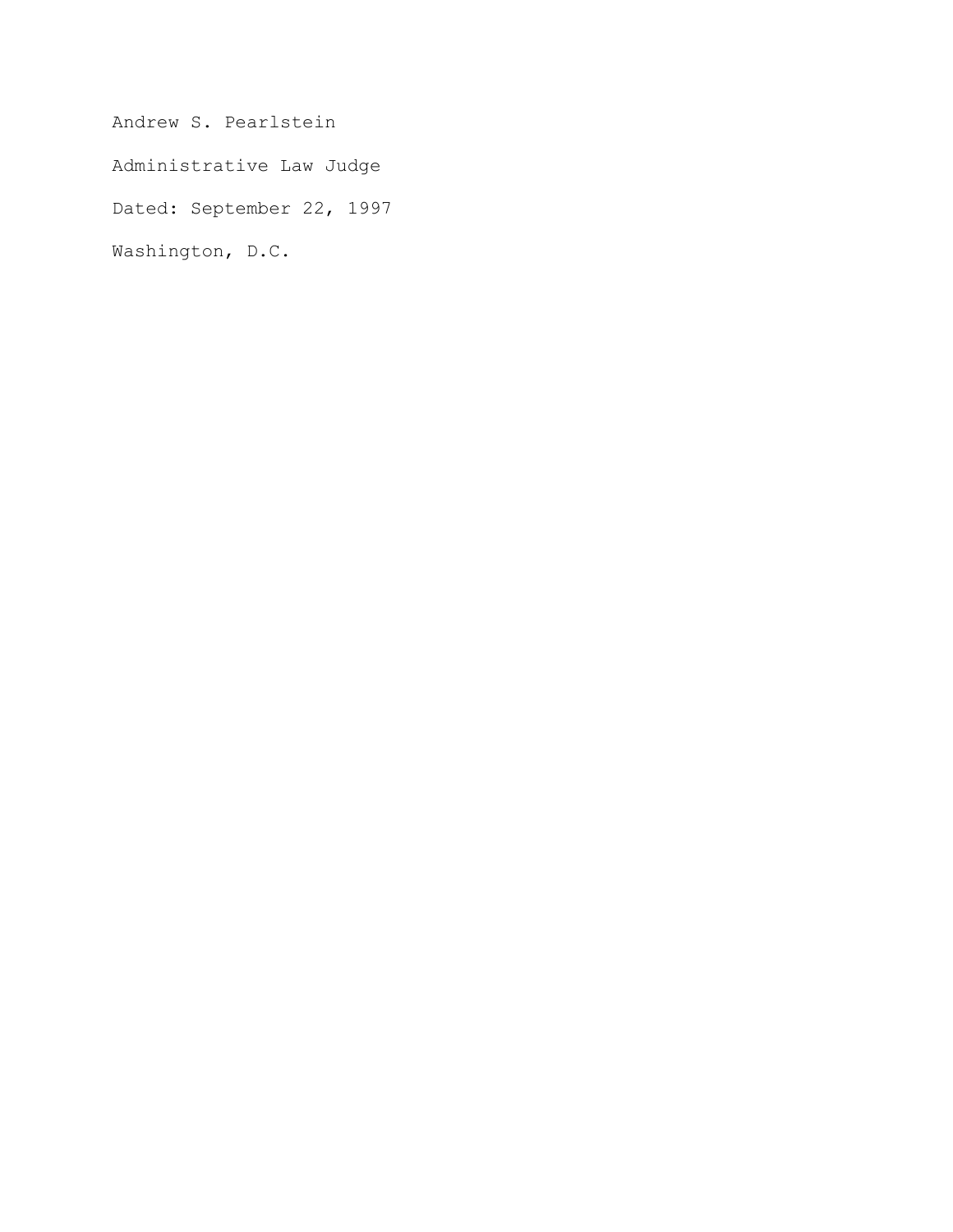Andrew S. Pearlstein

Administrative Law Judge

Dated: September 22, 1997

Washington, D.C.